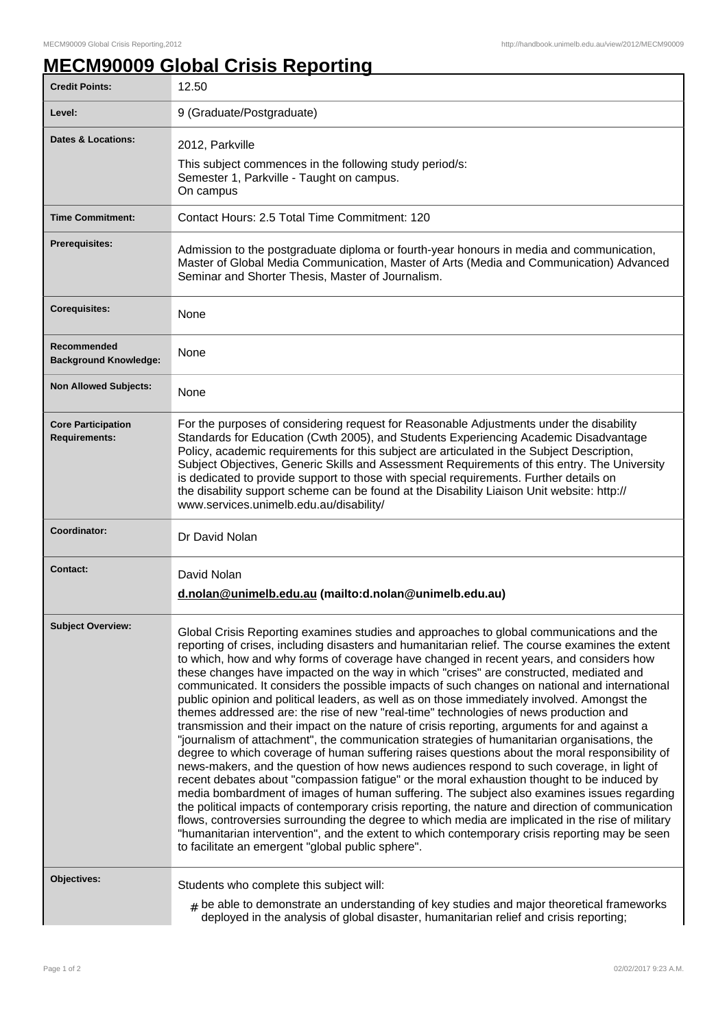# MECM90009 Global Crisis Reporting

| | |
|---|---|
| **Credit Points:** | 12.50 |
| **Level:** | 9 (Graduate/Postgraduate) |
| **Dates & Locations:** | 2012, Parkville<br>This subject commences in the following study period/s:<br>Semester 1, Parkville - Taught on campus.<br>On campus |
| **Time Commitment:** | Contact Hours: 2.5 Total Time Commitment: 120 |
| **Prerequisites:** | Admission to the postgraduate diploma or fourth-year honours in media and communication, Master of Global Media Communication, Master of Arts (Media and Communication) Advanced Seminar and Shorter Thesis, Master of Journalism. |
| **Corequisites:** | None |
| **Recommended Background Knowledge:** | None |
| **Non Allowed Subjects:** | None |
| **Core Participation Requirements:** | For the purposes of considering request for Reasonable Adjustments under the disability Standards for Education (Cwth 2005), and Students Experiencing Academic Disadvantage Policy, academic requirements for this subject are articulated in the Subject Description, Subject Objectives, Generic Skills and Assessment Requirements of this entry. The University is dedicated to provide support to those with special requirements. Further details on the disability support scheme can be found at the Disability Liaison Unit website: http://www.services.unimelb.edu.au/disability/ |
| **Coordinator:** | Dr David Nolan |
| **Contact:** | David Nolan<br>**d.nolan@unimelb.edu.au (mailto:d.nolan@unimelb.edu.au)** |
| **Subject Overview:** | Global Crisis Reporting examines studies and approaches to global communications and the reporting of crises, including disasters and humanitarian relief. The course examines the extent to which, how and why forms of coverage have changed in recent years, and considers how these changes have impacted on the way in which "crises" are constructed, mediated and communicated. It considers the possible impacts of such changes on national and international public opinion and political leaders, as well as on those immediately involved. Amongst the themes addressed are: the rise of new "real-time" technologies of news production and transmission and their impact on the nature of crisis reporting, arguments for and against a "journalism of attachment", the communication strategies of humanitarian organisations, the degree to which coverage of human suffering raises questions about the moral responsibility of news-makers, and the question of how news audiences respond to such coverage, in light of recent debates about "compassion fatigue" or the moral exhaustion thought to be induced by media bombardment of images of human suffering. The subject also examines issues regarding the political impacts of contemporary crisis reporting, the nature and direction of communication flows, controversies surrounding the degree to which media are implicated in the rise of military "humanitarian intervention", and the extent to which contemporary crisis reporting may be seen to facilitate an emergent "global public sphere". |
| **Objectives:** | Students who complete this subject will:<br># be able to demonstrate an understanding of key studies and major theoretical frameworks deployed in the analysis of global disaster, humanitarian relief and crisis reporting; |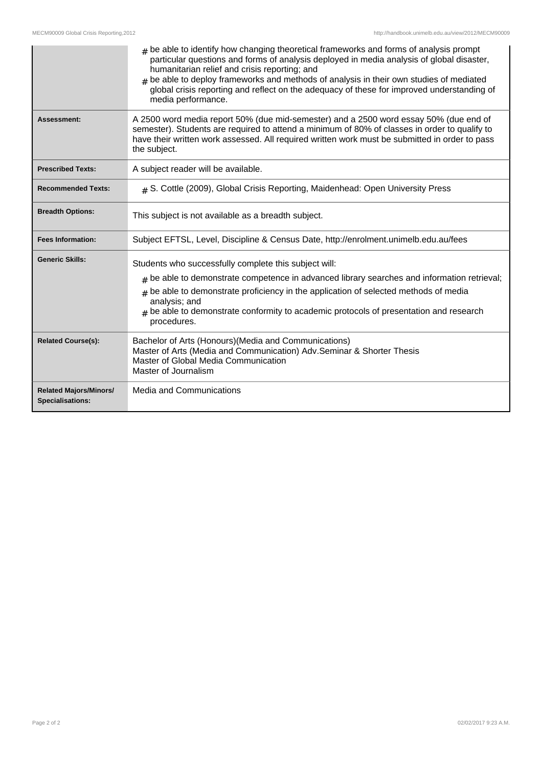| | |
|---|---|
| | # be able to identify how changing theoretical frameworks and forms of analysis prompt particular questions and forms of analysis deployed in media analysis of global disaster, humanitarian relief and crisis reporting; and<br># be able to deploy frameworks and methods of analysis in their own studies of mediated global crisis reporting and reflect on the adequacy of these for improved understanding of media performance. |
| **Assessment:** | A 2500 word media report 50% (due mid-semester) and a 2500 word essay 50% (due end of semester). Students are required to attend a minimum of 80% of classes in order to qualify to have their written work assessed. All required written work must be submitted in order to pass the subject. |
| **Prescribed Texts:** | A subject reader will be available. |
| **Recommended Texts:** | # S. Cottle (2009), Global Crisis Reporting, Maidenhead: Open University Press |
| **Breadth Options:** | This subject is not available as a breadth subject. |
| **Fees Information:** | Subject EFTSL, Level, Discipline & Census Date, http://enrolment.unimelb.edu.au/fees |
| **Generic Skills:** | Students who successfully complete this subject will:<br># be able to demonstrate competence in advanced library searches and information retrieval;<br># be able to demonstrate proficiency in the application of selected methods of media analysis; and<br># be able to demonstrate conformity to academic protocols of presentation and research procedures. |
| **Related Course(s):** | Bachelor of Arts (Honours)(Media and Communications)<br>Master of Arts (Media and Communication) Adv.Seminar & Shorter Thesis<br>Master of Global Media Communication<br>Master of Journalism |
| **Related Majors/Minors/ Specialisations:** | Media and Communications |